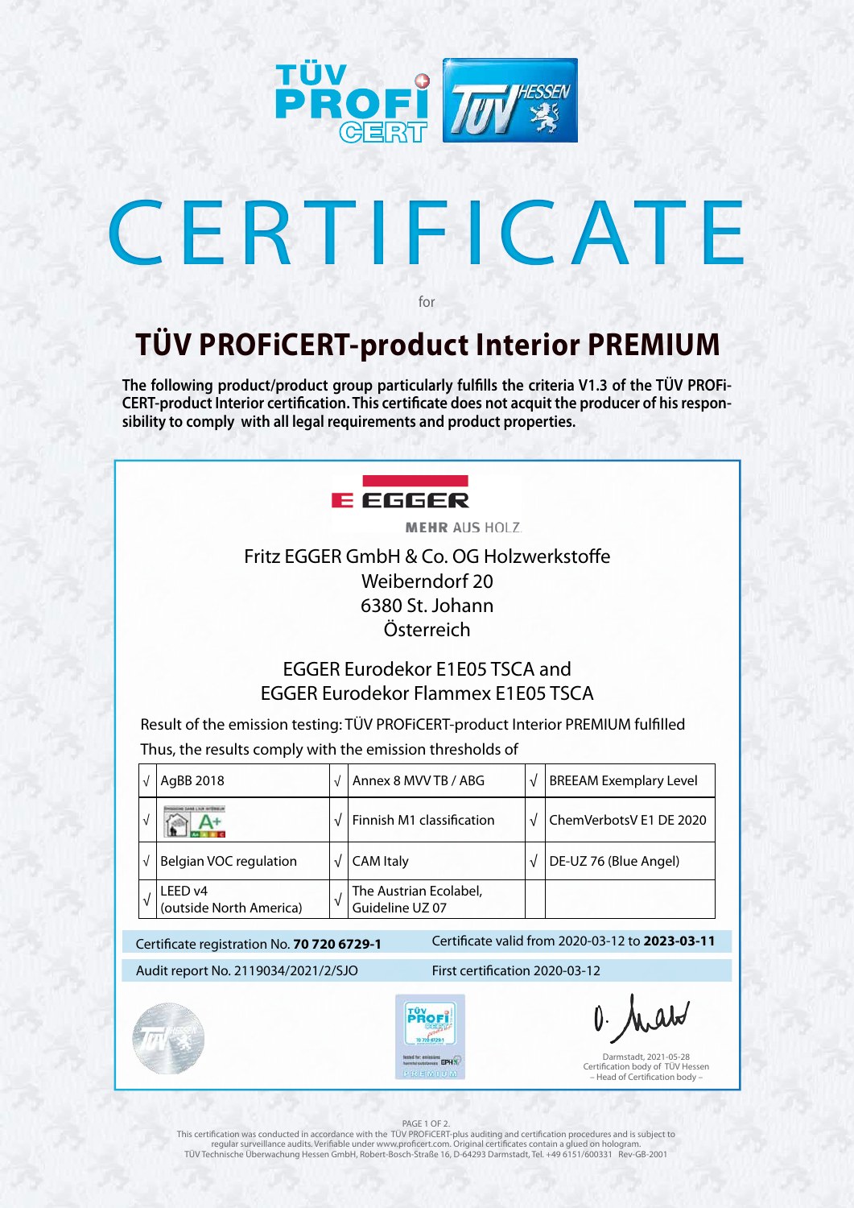# CERTIFICATE

for

## TÜV PROFiCERT-product Interior PREMIUM

**The following product/product group particularly fulfills the criteria V1.3 of the TÜV PROFi-CERT-product Interior certification. This certificate does not acquit the producer of his responsibility to comply with all legal requirements and product properties.**

EGGER
MEHR AUS HOLZ

Fritz EGGER GmbH & Co. OG Holzwerkstoffe
Weiberndorf 20
6380 St. Johann
Österreich

EGGER Eurodekor E1E05 TSCA and
EGGER Eurodekor Flammex E1E05 TSCA

Result of the emission testing: TÜV PROFiCERT-product Interior PREMIUM fulfilled

Thus, the results comply with the emission thresholds of

| √ | AgBB 2018 | √ | Annex 8 MVV TB / ABG | √ | BREEAM Exemplary Level |
|---|---|---|---|---|---|
| √ | A+ | √ | Finnish M1 classification | √ | ChemVerbotsV E1 DE 2020 |
| √ | Belgian VOC regulation | √ | CAM Italy | √ | DE-UZ 76 (Blue Angel) |
| √ | LEED v4 (outside North America) | √ | The Austrian Ecolabel, Guideline UZ 07 | | |

Certificate registration No. **70 720 6729-1** | Certificate valid from 2020-03-12 to **2023-03-11**

Audit report No. 2119034/2021/2/SJO | First certification 2020-03-12

Darmstadt, 2021-05-28
Certification body of TÜV Hessen
– Head of Certification body –

This certification was conducted in accordance with the TÜV PROFiCERT-plus auditing and certification procedures and is subject to regular surveillance audits. Verifiable under www.proficert.com. Original certificates contain a glued on hologram.
TÜV Technische Überwachung Hessen GmbH, Robert-Bosch-Straße 16, D-64293 Darmstadt, Tel. +49 6151/600331 Rev-GB-2001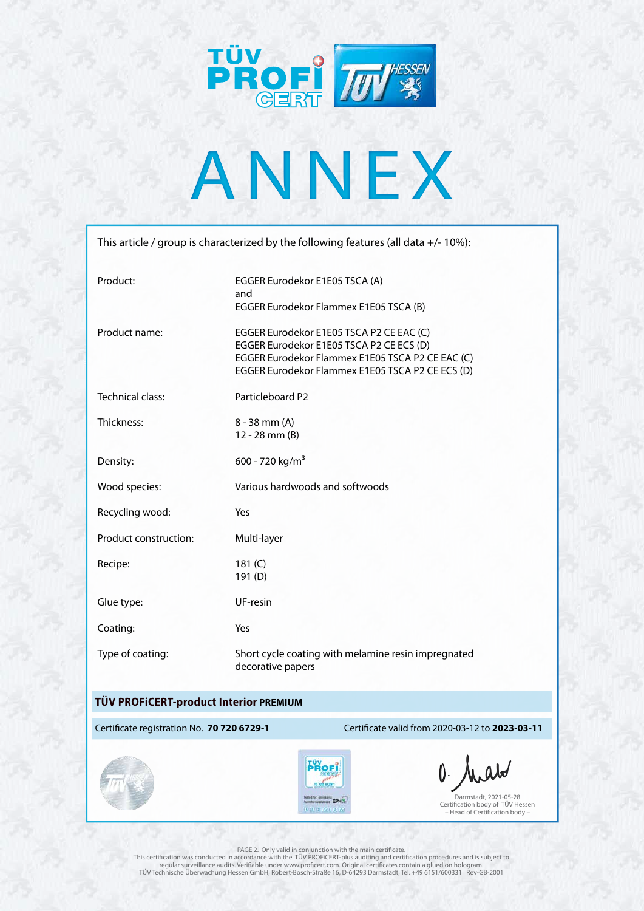# ANNEX

This article / group is characterized by the following features (all data +/- 10%):

| | |
|---|---|
| Product: | EGGER Eurodekor E1E05 TSCA (A)<br>and<br>EGGER Eurodekor Flammex E1E05 TSCA (B) |
| Product name: | EGGER Eurodekor E1E05 TSCA P2 CE EAC (C)<br>EGGER Eurodekor E1E05 TSCA P2 CE ECS (D)<br>EGGER Eurodekor Flammex E1E05 TSCA P2 CE EAC (C)<br>EGGER Eurodekor Flammex E1E05 TSCA P2 CE ECS (D) |
| Technical class: | Particleboard P2 |
| Thickness: | 8 - 38 mm (A)<br>12 - 28 mm (B) |
| Density: | 600 - 720 kg/m$^3$ |
| Wood species: | Various hardwoods and softwoods |
| Recycling wood: | Yes |
| Product construction: | Multi-layer |
| Recipe: | 181 (C)<br>191 (D) |
| Glue type: | UF-resin |
| Coating: | Yes |
| Type of coating: | Short cycle coating with melamine resin impregnated decorative papers |

**TÜV PROFiCERT-product Interior PREMIUM**

Certificate registration No. **70 720 6729-1**

Certificate valid from 2020-03-12 to **2023-03-11**

Darmstadt, 2021-05-28
Certification body of TÜV Hessen
– Head of Certification body –

PAGE 2. Only valid in conjunction with the main certificate.
This certification was conducted in accordance with the TÜV PROFiCERT-plus auditing and certification procedures and is subject to regular surveillance audits. Verifiable under www.proficert.com. Original certificates contain a glued on hologram.
TÜV Technische Überwachung Hessen GmbH, Robert-Bosch-Straße 16, D-64293 Darmstadt, Tel. +49 6151/600331 Rev-GB-2001